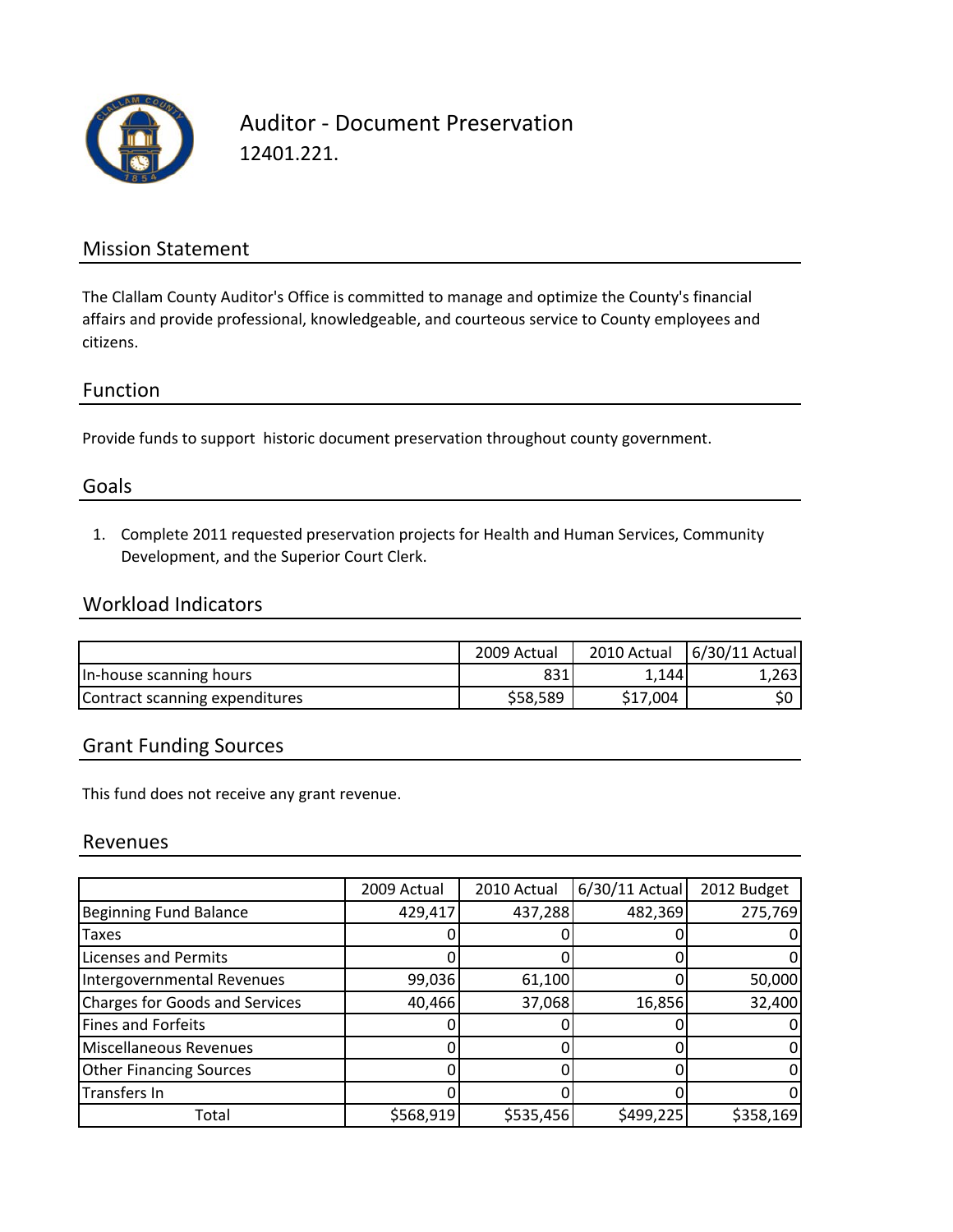# Auditor - Document Preservation

12401.221.

## Mission Statement

The Clallam County Auditor's Office is committed to manage and optimize the County's financial affairs and provide professional, knowledgeable, and courteous service to County employees and citizens.

## Function

Provide funds to support historic document preservation throughout county government.

## Goals

1. Complete 2011 requested preservation projects for Health and Human Services, Community Development, and the Superior Court Clerk.

## Workload Indicators

| | 2009 Actual | 2010 Actual | 6/30/11 Actual |
|---|---|---|---|
| In-house scanning hours | 831 | 1,144 | 1,263 |
| Contract scanning expenditures | $58,589 | $17,004 | $0 |

## Grant Funding Sources

This fund does not receive any grant revenue.

## Revenues

| | 2009 Actual | 2010 Actual | 6/30/11 Actual | 2012 Budget |
|---|---|---|---|---|
| Beginning Fund Balance | 429,417 | 437,288 | 482,369 | 275,769 |
| Taxes | 0 | 0 | 0 | 0 |
| Licenses and Permits | 0 | 0 | 0 | 0 |
| Intergovernmental Revenues | 99,036 | 61,100 | 0 | 50,000 |
| Charges for Goods and Services | 40,466 | 37,068 | 16,856 | 32,400 |
| Fines and Forfeits | 0 | 0 | 0 | 0 |
| Miscellaneous Revenues | 0 | 0 | 0 | 0 |
| Other Financing Sources | 0 | 0 | 0 | 0 |
| Transfers In | 0 | 0 | 0 | 0 |
| Total | $568,919 | $535,456 | $499,225 | $358,169 |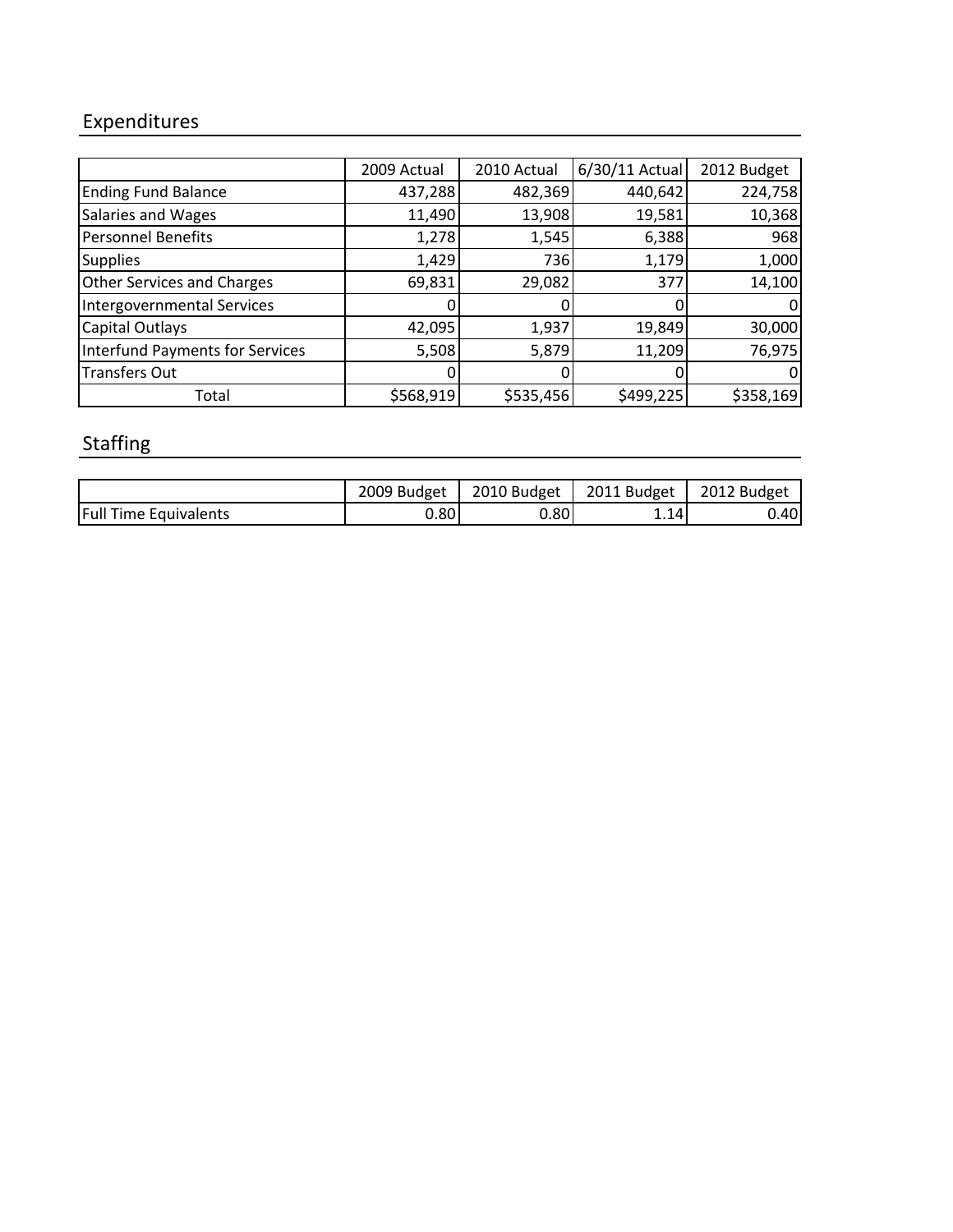## Expenditures

| | 2009 Actual | 2010 Actual | 6/30/11 Actual | 2012 Budget |
|---|---|---|---|---|
| Ending Fund Balance | 437,288 | 482,369 | 440,642 | 224,758 |
| Salaries and Wages | 11,490 | 13,908 | 19,581 | 10,368 |
| Personnel Benefits | 1,278 | 1,545 | 6,388 | 968 |
| Supplies | 1,429 | 736 | 1,179 | 1,000 |
| Other Services and Charges | 69,831 | 29,082 | 377 | 14,100 |
| Intergovernmental Services | 0 | 0 | 0 | 0 |
| Capital Outlays | 42,095 | 1,937 | 19,849 | 30,000 |
| Interfund Payments for Services | 5,508 | 5,879 | 11,209 | 76,975 |
| Transfers Out | 0 | 0 | 0 | 0 |
| Total | $568,919 | $535,456 | $499,225 | $358,169 |

## Staffing

| | 2009 Budget | 2010 Budget | 2011 Budget | 2012 Budget |
|---|---|---|---|---|
| Full Time Equivalents | 0.80 | 0.80 | 1.14 | 0.40 |